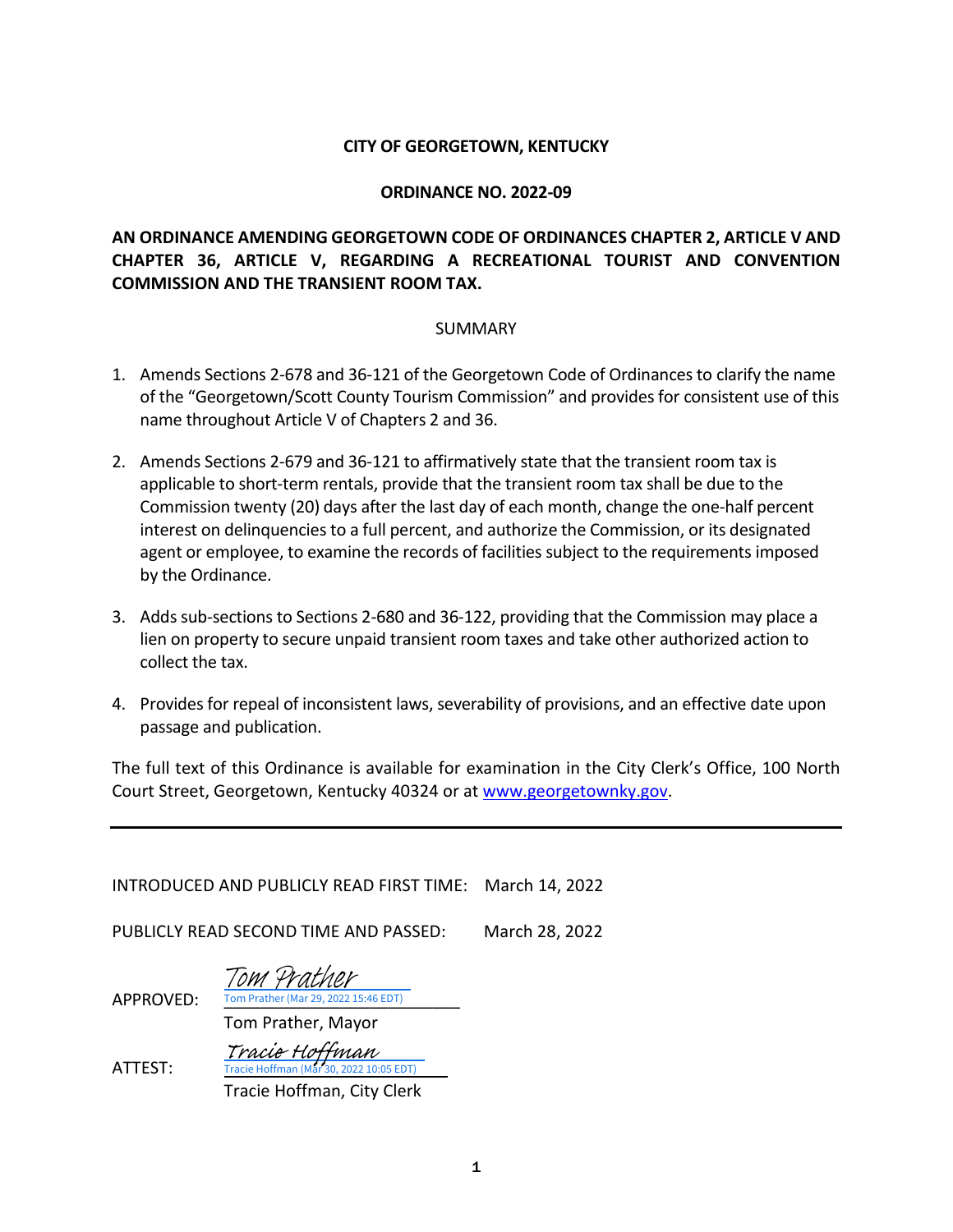**CITY OF GEORGETOWN, KENTUCKY**

**ORDINANCE NO. 2022-09**

**AN ORDINANCE AMENDING GEORGETOWN CODE OF ORDINANCES CHAPTER 2, ARTICLE V AND CHAPTER 36, ARTICLE V, REGARDING A RECREATIONAL TOURIST AND CONVENTION COMMISSION AND THE TRANSIENT ROOM TAX.**

SUMMARY

1. Amends Sections 2-678 and 36-121 of the Georgetown Code of Ordinances to clarify the name of the "Georgetown/Scott County Tourism Commission" and provides for consistent use of this name throughout Article V of Chapters 2 and 36.

2. Amends Sections 2-679 and 36-121 to affirmatively state that the transient room tax is applicable to short-term rentals, provide that the transient room tax shall be due to the Commission twenty (20) days after the last day of each month, change the one-half percent interest on delinquencies to a full percent, and authorize the Commission, or its designated agent or employee, to examine the records of facilities subject to the requirements imposed by the Ordinance.

3. Adds sub-sections to Sections 2-680 and 36-122, providing that the Commission may place a lien on property to secure unpaid transient room taxes and take other authorized action to collect the tax.

4. Provides for repeal of inconsistent laws, severability of provisions, and an effective date upon passage and publication.

The full text of this Ordinance is available for examination in the City Clerk's Office, 100 North Court Street, Georgetown, Kentucky 40324 or at www.georgetownky.gov.

---

INTRODUCED AND PUBLICLY READ FIRST TIME: March 14, 2022

PUBLICLY READ SECOND TIME AND PASSED: March 28, 2022

APPROVED: *Tom Prather*
Tom Prather (Mar 29, 2022 15:46 EDT)
Tom Prather, Mayor

ATTEST: *Tracie Hoffman*
Tracie Hoffman (Mar 30, 2022 10:05 EDT)
Tracie Hoffman, City Clerk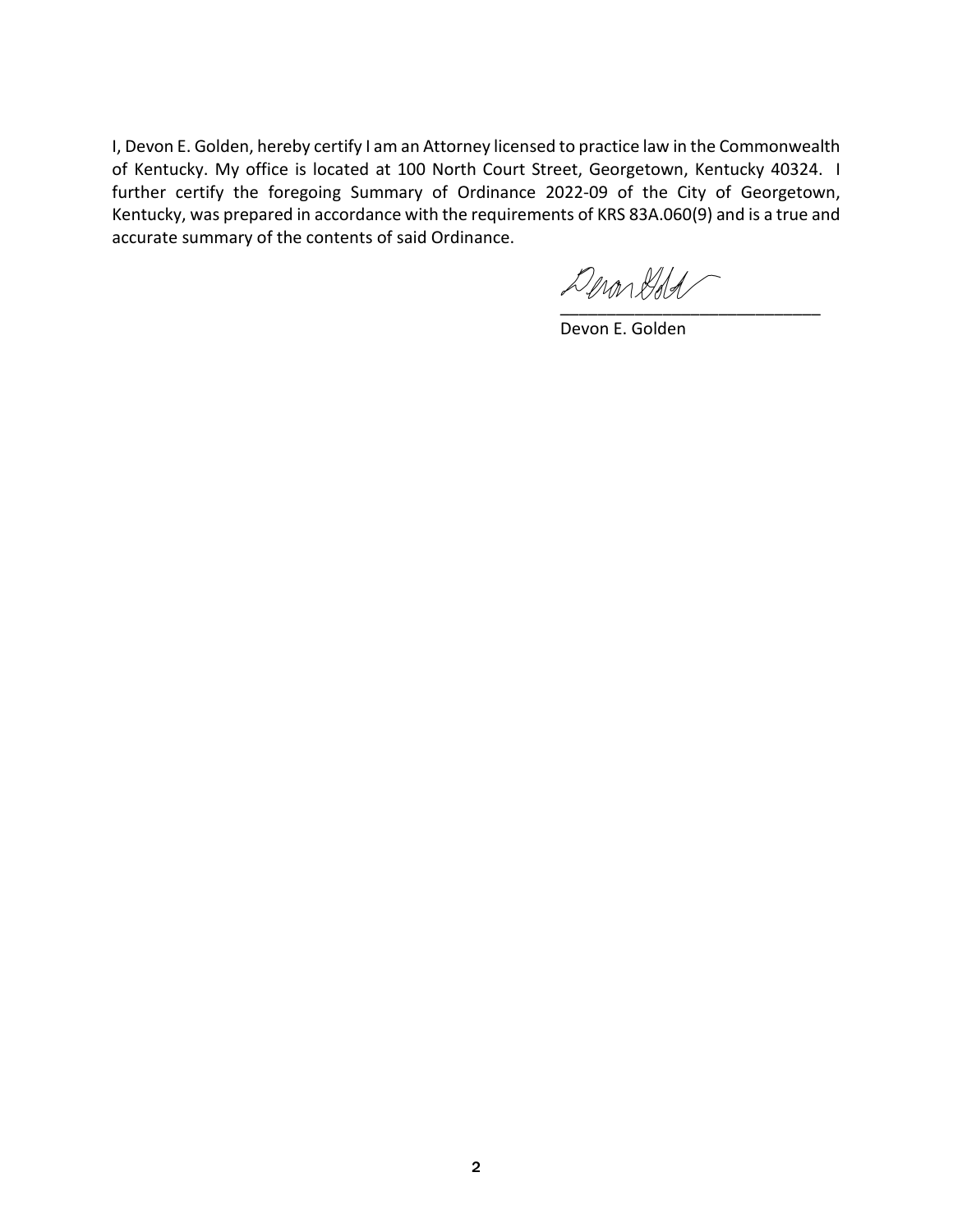I, Devon E. Golden, hereby certify I am an Attorney licensed to practice law in the Commonwealth of Kentucky. My office is located at 100 North Court Street, Georgetown, Kentucky 40324. I further certify the foregoing Summary of Ordinance 2022-09 of the City of Georgetown, Kentucky, was prepared in accordance with the requirements of KRS 83A.060(9) and is a true and accurate summary of the contents of said Ordinance.

\_\_\_\_\_\_\_\_\_\_\_\_\_\_\_\_\_\_\_\_\_\_\_\_\_\_\_\_

Devon E. Golden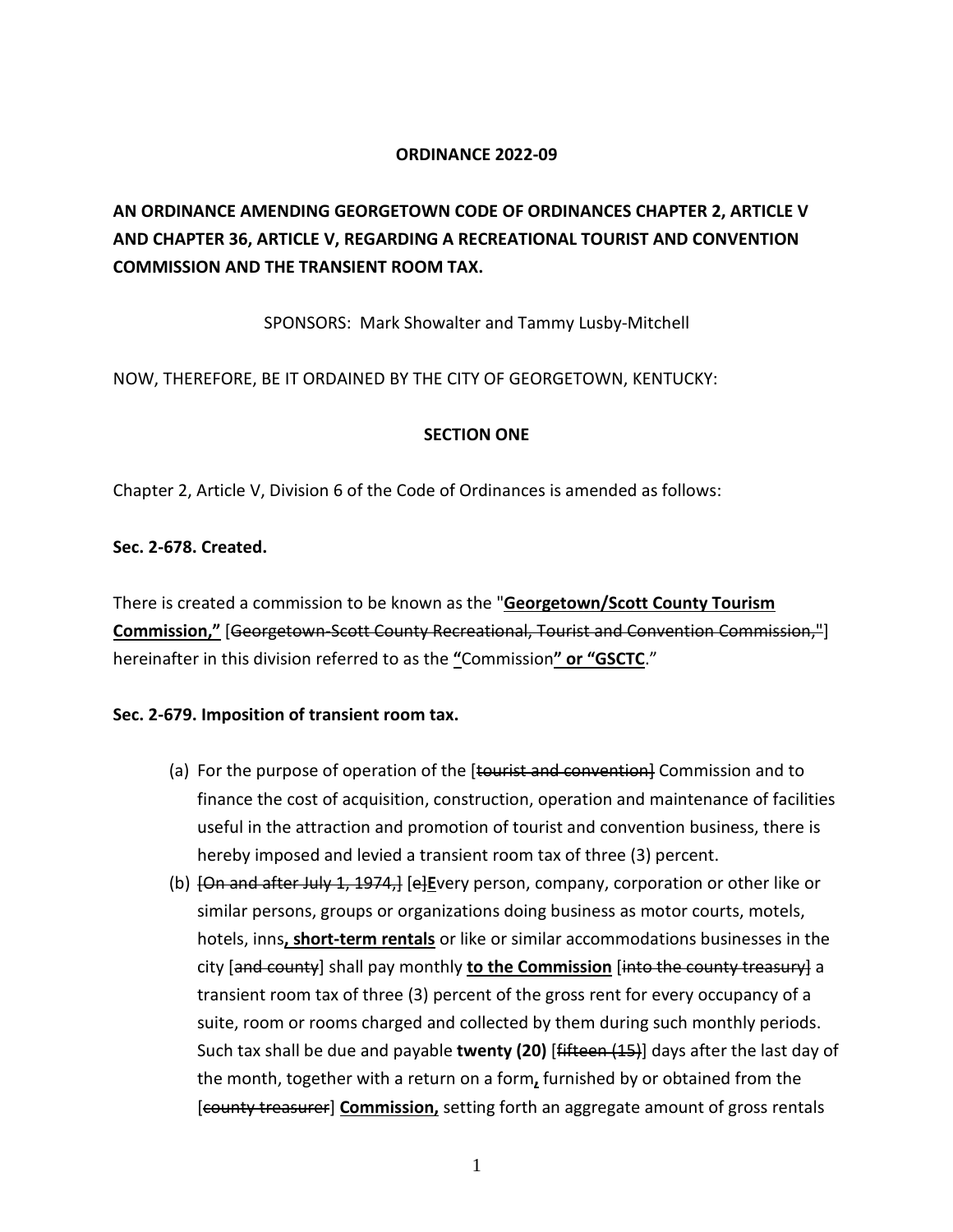**ORDINANCE 2022-09**

**AN ORDINANCE AMENDING GEORGETOWN CODE OF ORDINANCES CHAPTER 2, ARTICLE V AND CHAPTER 36, ARTICLE V, REGARDING A RECREATIONAL TOURIST AND CONVENTION COMMISSION AND THE TRANSIENT ROOM TAX.**

SPONSORS: Mark Showalter and Tammy Lusby-Mitchell

NOW, THEREFORE, BE IT ORDAINED BY THE CITY OF GEORGETOWN, KENTUCKY:

**SECTION ONE**

Chapter 2, Article V, Division 6 of the Code of Ordinances is amended as follows:

**Sec. 2-678. Created.**

There is created a commission to be known as the "**<u>Georgetown/Scott County Tourism Commission,"</u>** [~~Georgetown-Scott County Recreational, Tourist and Convention Commission,"~~] hereinafter in this division referred to as the **<u>"</u>**Commission**<u>" or "GSCTC</u>**."

**Sec. 2-679. Imposition of transient room tax.**

(a) For the purpose of operation of the [~~tourist and convention~~] Commission and to finance the cost of acquisition, construction, operation and maintenance of facilities useful in the attraction and promotion of tourist and convention business, there is hereby imposed and levied a transient room tax of three (3) percent.

(b) [~~On and after July 1, 1974,~~] [~~e~~]**<u>E</u>**very person, company, corporation or other like or similar persons, groups or organizations doing business as motor courts, motels, hotels, inns**<u>, short-term rentals</u>** or like or similar accommodations businesses in the city [~~and county~~] shall pay monthly **<u>to the Commission</u>** [~~into the county treasury~~] a transient room tax of three (3) percent of the gross rent for every occupancy of a suite, room or rooms charged and collected by them during such monthly periods. Such tax shall be due and payable **twenty (20)** [~~fifteen (15)~~] days after the last day of the month, together with a return on a form**<u>,</u>** furnished by or obtained from the [~~county treasurer~~] **<u>Commission,</u>** setting forth an aggregate amount of gross rentals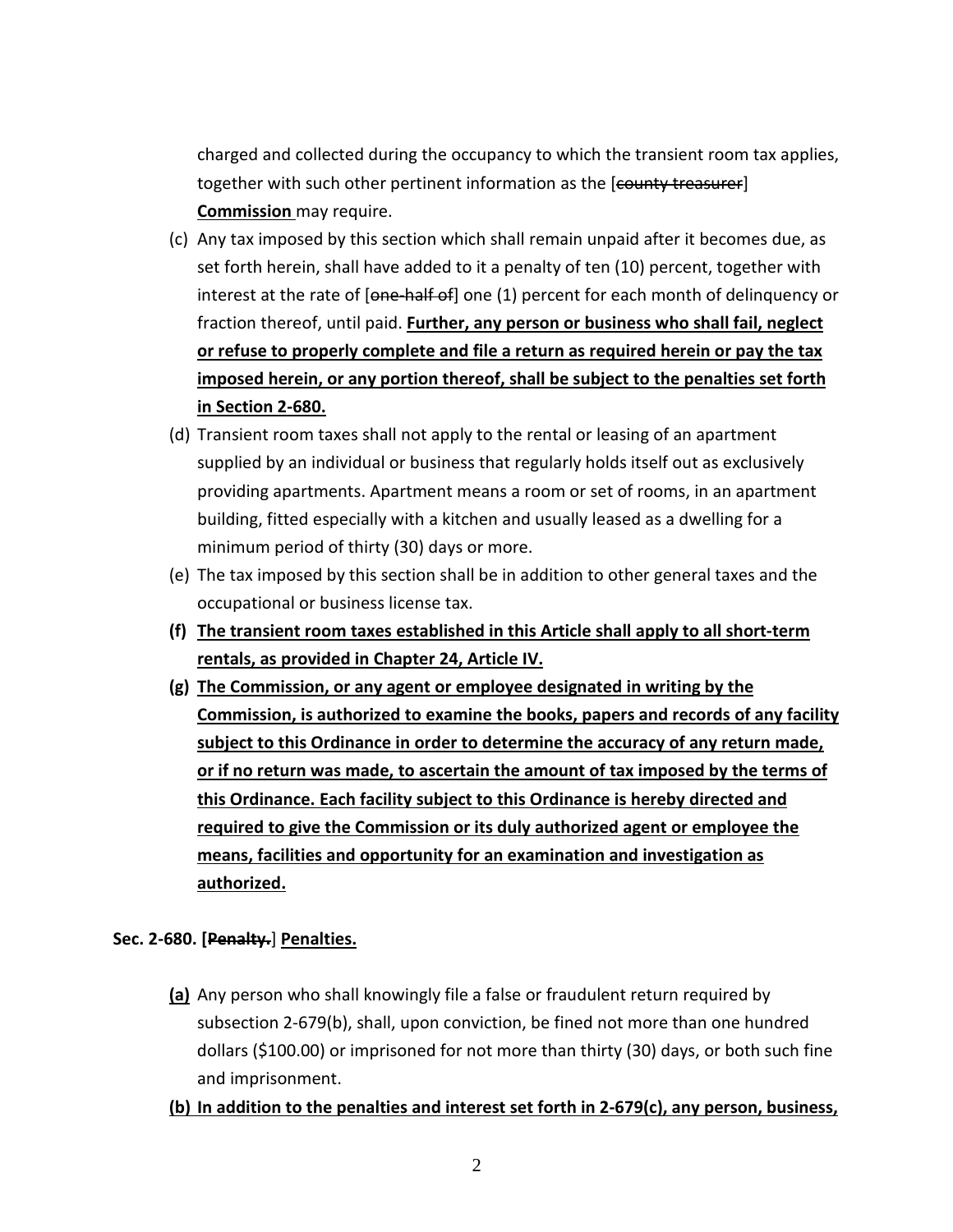charged and collected during the occupancy to which the transient room tax applies, together with such other pertinent information as the [~~county treasurer~~] **<u>Commission</u>** may require.

(c) Any tax imposed by this section which shall remain unpaid after it becomes due, as set forth herein, shall have added to it a penalty of ten (10) percent, together with interest at the rate of [~~one-half of~~] one (1) percent for each month of delinquency or fraction thereof, until paid. **<u>Further, any person or business who shall fail, neglect or refuse to properly complete and file a return as required herein or pay the tax imposed herein, or any portion thereof, shall be subject to the penalties set forth in Section 2-680.</u>**

(d) Transient room taxes shall not apply to the rental or leasing of an apartment supplied by an individual or business that regularly holds itself out as exclusively providing apartments. Apartment means a room or set of rooms, in an apartment building, fitted especially with a kitchen and usually leased as a dwelling for a minimum period of thirty (30) days or more.

(e) The tax imposed by this section shall be in addition to other general taxes and the occupational or business license tax.

**(f) <u>The transient room taxes established in this Article shall apply to all short-term rentals, as provided in Chapter 24, Article IV.</u>**

**(g) <u>The Commission, or any agent or employee designated in writing by the Commission, is authorized to examine the books, papers and records of any facility subject to this Ordinance in order to determine the accuracy of any return made, or if no return was made, to ascertain the amount of tax imposed by the terms of this Ordinance. Each facility subject to this Ordinance is hereby directed and required to give the Commission or its duly authorized agent or employee the means, facilities and opportunity for an examination and investigation as authorized.</u>**

### Sec. 2-680. [~~Penalty.~~] <u>Penalties.</u>

**<u>(a)</u>** Any person who shall knowingly file a false or fraudulent return required by subsection 2-679(b), shall, upon conviction, be fined not more than one hundred dollars ($100.00) or imprisoned for not more than thirty (30) days, or both such fine and imprisonment.

**<u>(b) In addition to the penalties and interest set forth in 2-679(c), any person, business,</u>**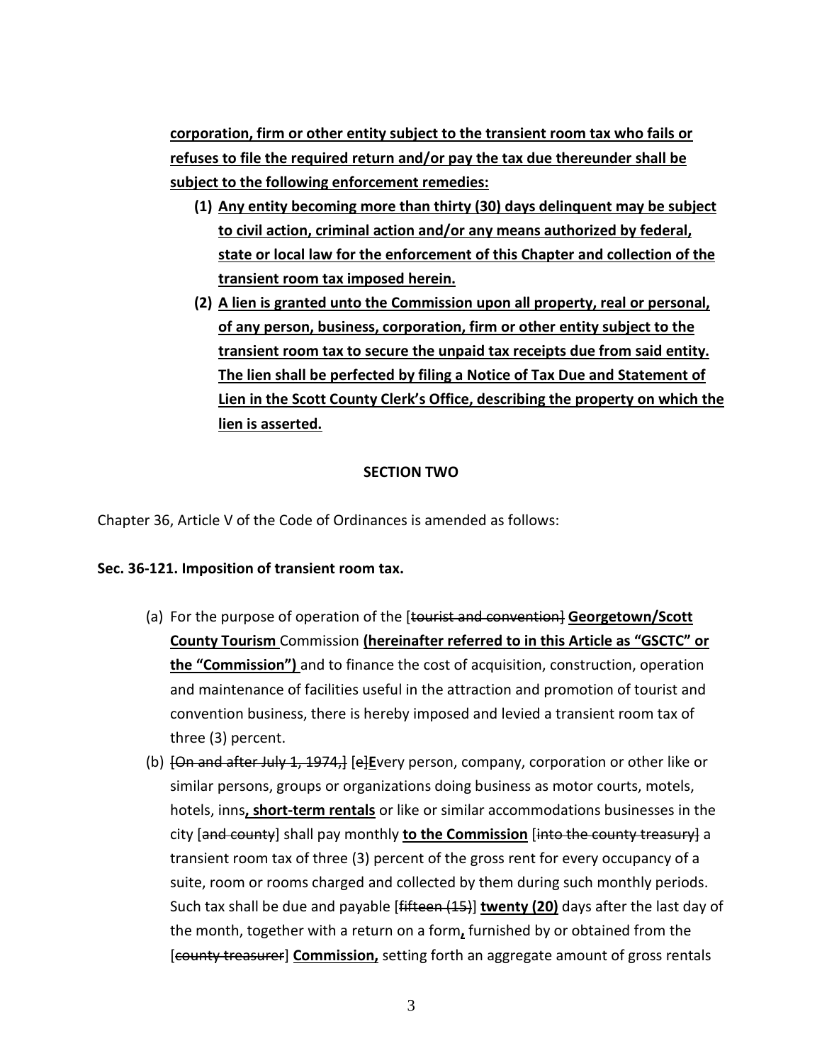**corporation, firm or other entity subject to the transient room tax who fails or refuses to file the required return and/or pay the tax due thereunder shall be subject to the following enforcement remedies:**

1. **Any entity becoming more than thirty (30) days delinquent may be subject to civil action, criminal action and/or any means authorized by federal, state or local law for the enforcement of this Chapter and collection of the transient room tax imposed herein.**
2. **A lien is granted unto the Commission upon all property, real or personal, of any person, business, corporation, firm or other entity subject to the transient room tax to secure the unpaid tax receipts due from said entity. The lien shall be perfected by filing a Notice of Tax Due and Statement of Lien in the Scott County Clerk's Office, describing the property on which the lien is asserted.**

**SECTION TWO**

Chapter 36, Article V of the Code of Ordinances is amended as follows:

**Sec. 36-121. Imposition of transient room tax.**

(a) For the purpose of operation of the [~~tourist and convention~~] **Georgetown/Scott County Tourism** Commission **(hereinafter referred to in this Article as "GSCTC" or the "Commission")** and to finance the cost of acquisition, construction, operation and maintenance of facilities useful in the attraction and promotion of tourist and convention business, there is hereby imposed and levied a transient room tax of three (3) percent.

(b) [~~On and after July 1, 1974,~~] [~~e~~]**E**very person, company, corporation or other like or similar persons, groups or organizations doing business as motor courts, motels, hotels, inns**, short-term rentals** or like or similar accommodations businesses in the city [~~and county~~] shall pay monthly **to the Commission** [~~into the county treasury~~] a transient room tax of three (3) percent of the gross rent for every occupancy of a suite, room or rooms charged and collected by them during such monthly periods. Such tax shall be due and payable [~~fifteen (15)~~] **twenty (20)** days after the last day of the month, together with a return on a form**,** furnished by or obtained from the [~~county treasurer~~] **Commission,** setting forth an aggregate amount of gross rentals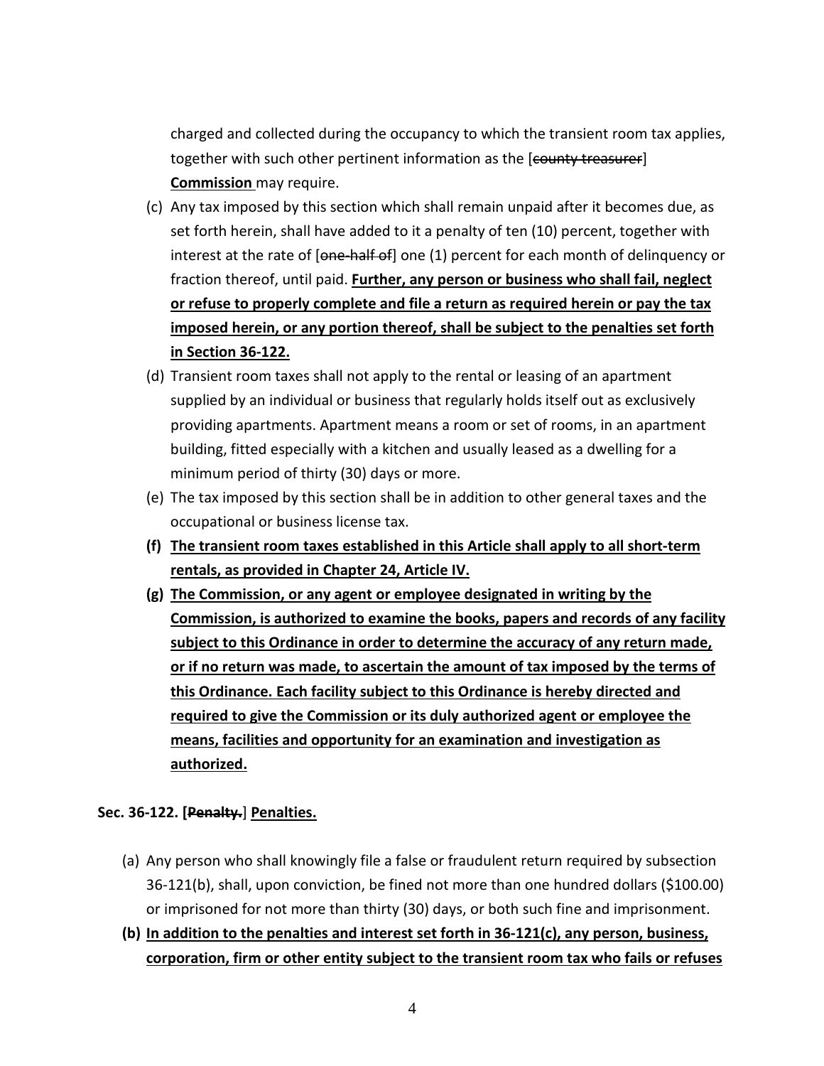charged and collected during the occupancy to which the transient room tax applies, together with such other pertinent information as the [~~county treasurer~~] **Commission** may require.

(c) Any tax imposed by this section which shall remain unpaid after it becomes due, as set forth herein, shall have added to it a penalty of ten (10) percent, together with interest at the rate of [~~one-half of~~] one (1) percent for each month of delinquency or fraction thereof, until paid. **<u>Further, any person or business who shall fail, neglect or refuse to properly complete and file a return as required herein or pay the tax imposed herein, or any portion thereof, shall be subject to the penalties set forth in Section 36-122.</u>**

(d) Transient room taxes shall not apply to the rental or leasing of an apartment supplied by an individual or business that regularly holds itself out as exclusively providing apartments. Apartment means a room or set of rooms, in an apartment building, fitted especially with a kitchen and usually leased as a dwelling for a minimum period of thirty (30) days or more.

(e) The tax imposed by this section shall be in addition to other general taxes and the occupational or business license tax.

**(f) <u>The transient room taxes established in this Article shall apply to all short-term rentals, as provided in Chapter 24, Article IV.</u>**

**(g) <u>The Commission, or any agent or employee designated in writing by the Commission, is authorized to examine the books, papers and records of any facility subject to this Ordinance in order to determine the accuracy of any return made, or if no return was made, to ascertain the amount of tax imposed by the terms of this Ordinance. Each facility subject to this Ordinance is hereby directed and required to give the Commission or its duly authorized agent or employee the means, facilities and opportunity for an examination and investigation as authorized.</u>**

**Sec. 36-122. [~~Penalty.~~] <u>Penalties.</u>**

(a) Any person who shall knowingly file a false or fraudulent return required by subsection 36-121(b), shall, upon conviction, be fined not more than one hundred dollars ($100.00) or imprisoned for not more than thirty (30) days, or both such fine and imprisonment.

**(b) <u>In addition to the penalties and interest set forth in 36-121(c), any person, business, corporation, firm or other entity subject to the transient room tax who fails or refuses</u>**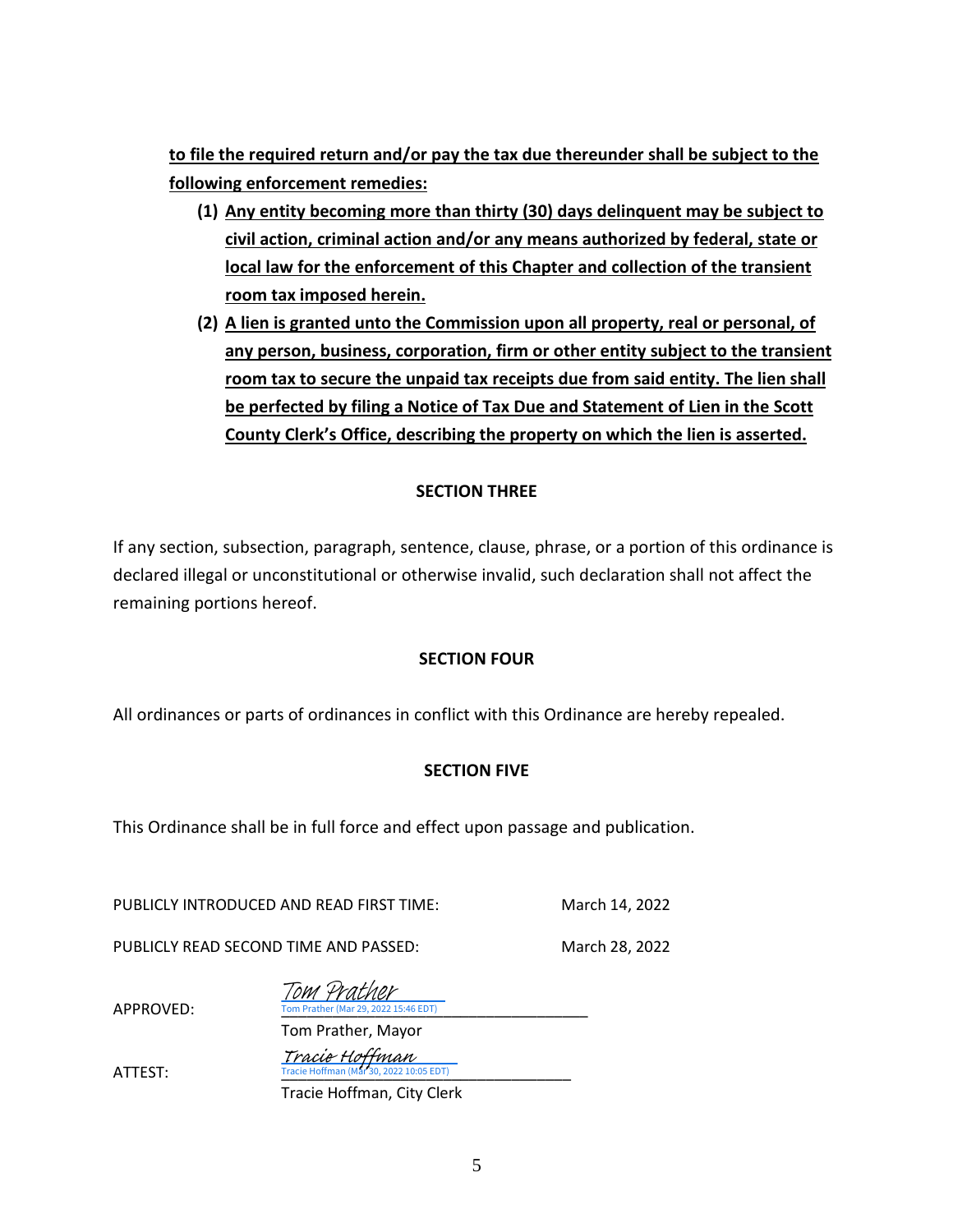**to file the required return and/or pay the tax due thereunder shall be subject to the following enforcement remedies:**

1. **Any entity becoming more than thirty (30) days delinquent may be subject to civil action, criminal action and/or any means authorized by federal, state or local law for the enforcement of this Chapter and collection of the transient room tax imposed herein.**
2. **A lien is granted unto the Commission upon all property, real or personal, of any person, business, corporation, firm or other entity subject to the transient room tax to secure the unpaid tax receipts due from said entity. The lien shall be perfected by filing a Notice of Tax Due and Statement of Lien in the Scott County Clerk's Office, describing the property on which the lien is asserted.**

**SECTION THREE**

If any section, subsection, paragraph, sentence, clause, phrase, or a portion of this ordinance is declared illegal or unconstitutional or otherwise invalid, such declaration shall not affect the remaining portions hereof.

**SECTION FOUR**

All ordinances or parts of ordinances in conflict with this Ordinance are hereby repealed.

**SECTION FIVE**

This Ordinance shall be in full force and effect upon passage and publication.

PUBLICLY INTRODUCED AND READ FIRST TIME: March 14, 2022

PUBLICLY READ SECOND TIME AND PASSED: March 28, 2022

APPROVED: Tom Prather
Tom Prather (Mar 29, 2022 15:46 EDT)
Tom Prather, Mayor

ATTEST: Tracie Hoffman
Tracie Hoffman (Mar 30, 2022 10:05 EDT)
Tracie Hoffman, City Clerk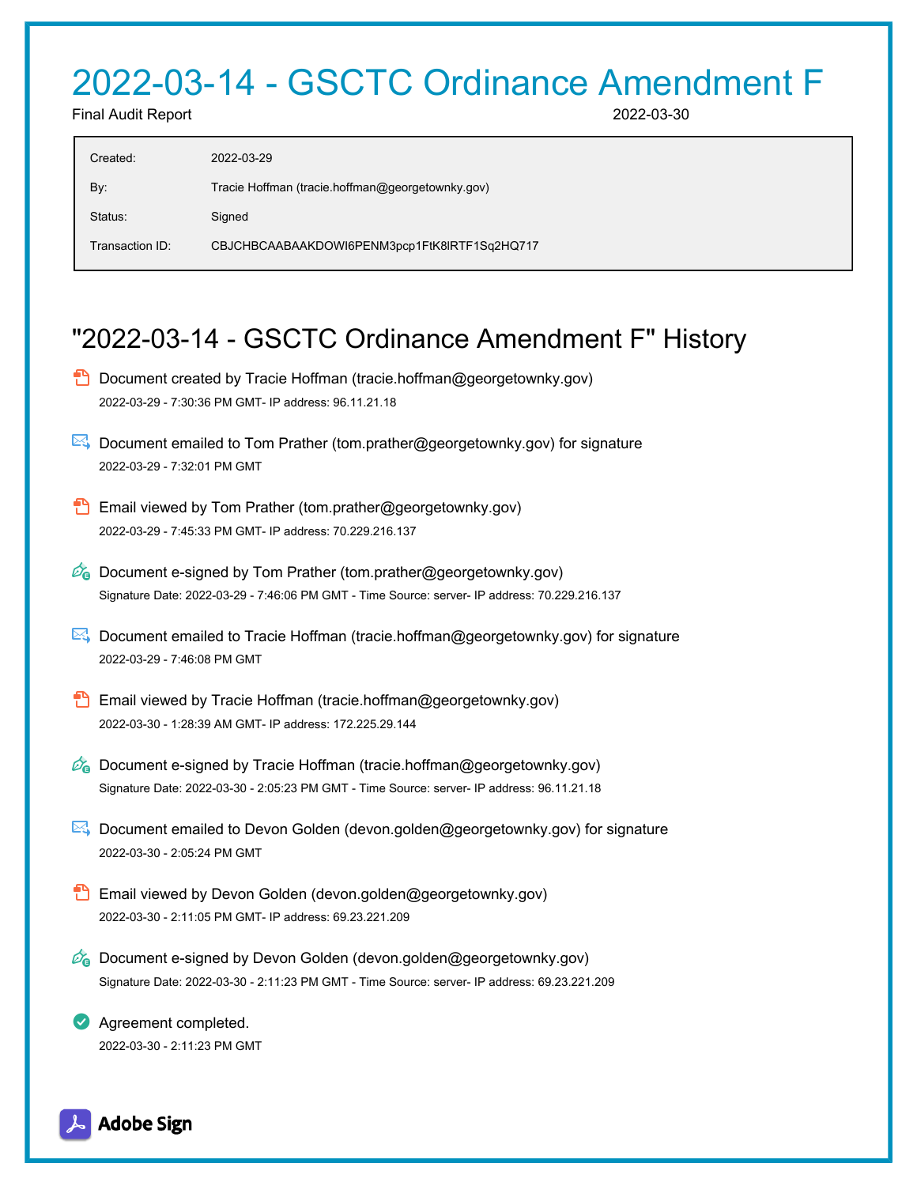# 2022-03-14 - GSCTC Ordinance Amendment F

Final Audit Report 2022-03-30

| | |
|---|---|
| Created: | 2022-03-29 |
| By: | Tracie Hoffman (tracie.hoffman@georgetownky.gov) |
| Status: | Signed |
| Transaction ID: | CBJCHBCAABAAKDOWI6PENM3pcp1FtK8lRTF1Sq2HQ717 |

## "2022-03-14 - GSCTC Ordinance Amendment F" History

- Document created by Tracie Hoffman (tracie.hoffman@georgetownky.gov)
  2022-03-29 - 7:30:36 PM GMT- IP address: 96.11.21.18

- Document emailed to Tom Prather (tom.prather@georgetownky.gov) for signature
  2022-03-29 - 7:32:01 PM GMT

- Email viewed by Tom Prather (tom.prather@georgetownky.gov)
  2022-03-29 - 7:45:33 PM GMT- IP address: 70.229.216.137

- Document e-signed by Tom Prather (tom.prather@georgetownky.gov)
  Signature Date: 2022-03-29 - 7:46:06 PM GMT - Time Source: server- IP address: 70.229.216.137

- Document emailed to Tracie Hoffman (tracie.hoffman@georgetownky.gov) for signature
  2022-03-29 - 7:46:08 PM GMT

- Email viewed by Tracie Hoffman (tracie.hoffman@georgetownky.gov)
  2022-03-30 - 1:28:39 AM GMT- IP address: 172.225.29.144

- Document e-signed by Tracie Hoffman (tracie.hoffman@georgetownky.gov)
  Signature Date: 2022-03-30 - 2:05:23 PM GMT - Time Source: server- IP address: 96.11.21.18

- Document emailed to Devon Golden (devon.golden@georgetownky.gov) for signature
  2022-03-30 - 2:05:24 PM GMT

- Email viewed by Devon Golden (devon.golden@georgetownky.gov)
  2022-03-30 - 2:11:05 PM GMT- IP address: 69.23.221.209

- Document e-signed by Devon Golden (devon.golden@georgetownky.gov)
  Signature Date: 2022-03-30 - 2:11:23 PM GMT - Time Source: server- IP address: 69.23.221.209

- Agreement completed.
  2022-03-30 - 2:11:23 PM GMT

Adobe Sign